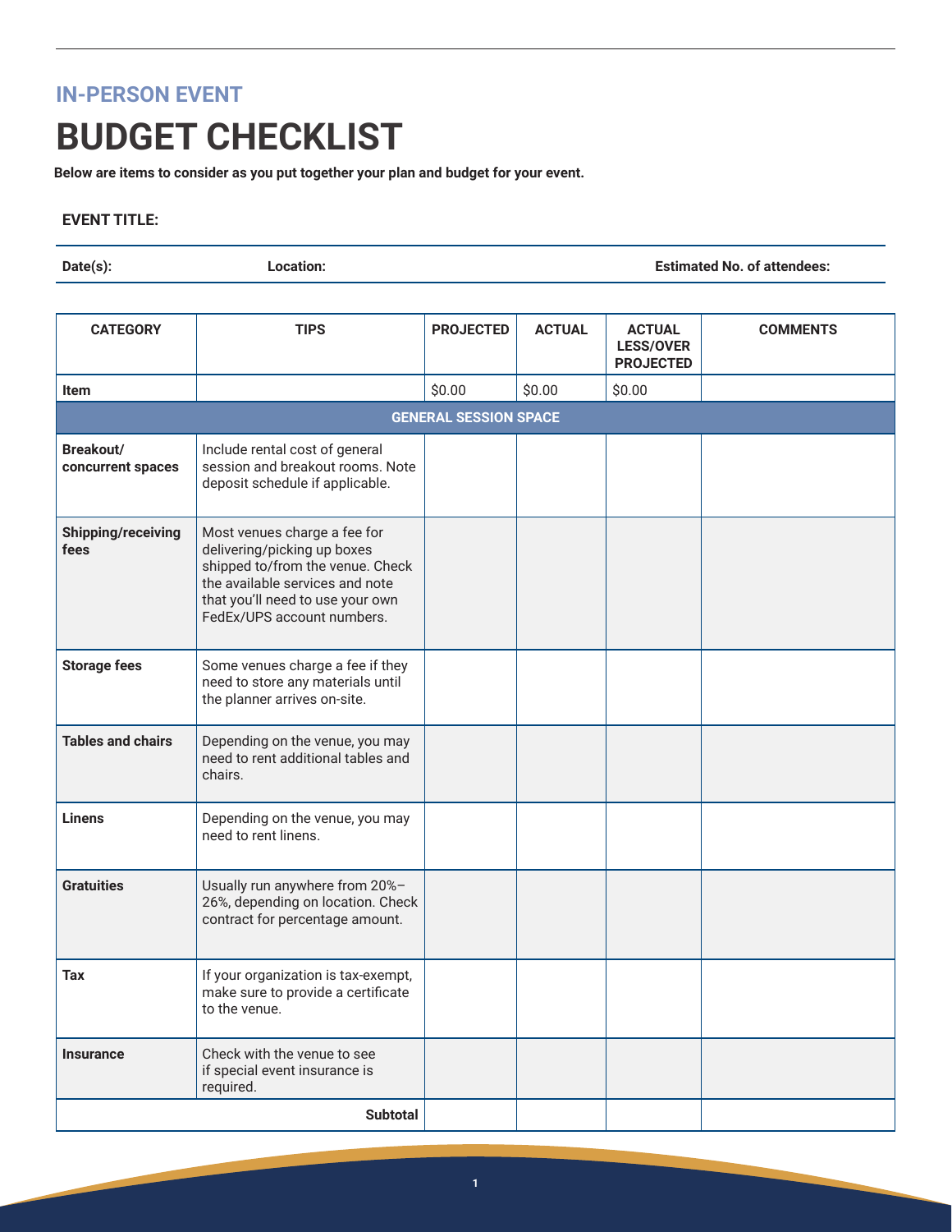## IN-PERSON EVENT

# BUDGET CHECKLIST

**Below are items to consider as you put together your plan and budget for your event.**

**EVENT TITLE:**

**Date(s):** **Location:** **Estimated No. of attendees:**

| CATEGORY | TIPS | PROJECTED | ACTUAL | ACTUAL LESS/OVER PROJECTED | COMMENTS |
|---|---|---|---|---|---|
| **Item** | | $0.00 | $0.00 | $0.00 | |
| **GENERAL SESSION SPACE** | | | | | |
| **Breakout/ concurrent spaces** | Include rental cost of general session and breakout rooms. Note deposit schedule if applicable. | | | | |
| **Shipping/receiving fees** | Most venues charge a fee for delivering/picking up boxes shipped to/from the venue. Check the available services and note that you'll need to use your own FedEx/UPS account numbers. | | | | |
| **Storage fees** | Some venues charge a fee if they need to store any materials until the planner arrives on-site. | | | | |
| **Tables and chairs** | Depending on the venue, you may need to rent additional tables and chairs. | | | | |
| **Linens** | Depending on the venue, you may need to rent linens. | | | | |
| **Gratuities** | Usually run anywhere from 20%–26%, depending on location. Check contract for percentage amount. | | | | |
| **Tax** | If your organization is tax-exempt, make sure to provide a certificate to the venue. | | | | |
| **Insurance** | Check with the venue to see if special event insurance is required. | | | | |
| | **Subtotal** | | | | |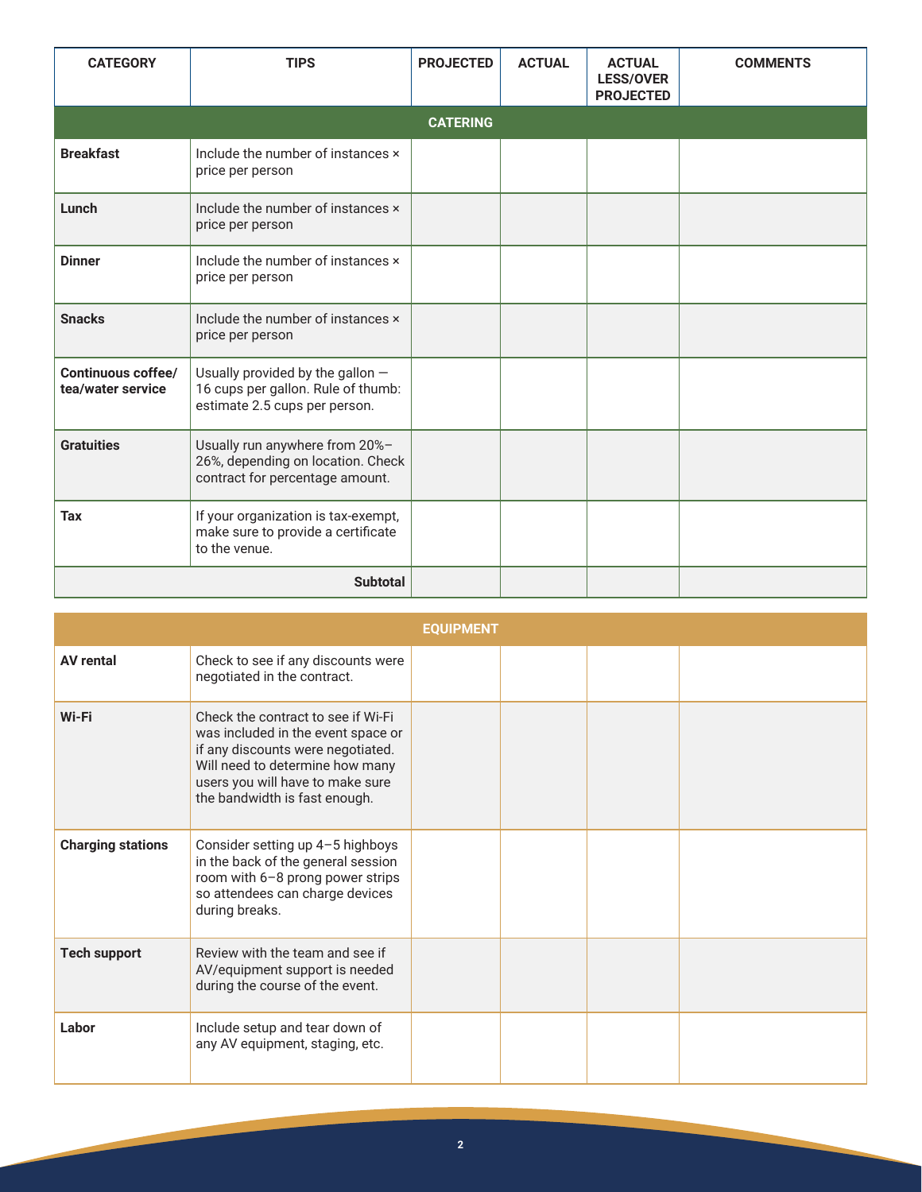| CATEGORY | TIPS | PROJECTED | ACTUAL | ACTUAL LESS/OVER PROJECTED | COMMENTS |
|---|---|---|---|---|---|
| **CATERING** | | | | | |
| **Breakfast** | Include the number of instances × price per person | | | | |
| **Lunch** | Include the number of instances × price per person | | | | |
| **Dinner** | Include the number of instances × price per person | | | | |
| **Snacks** | Include the number of instances × price per person | | | | |
| **Continuous coffee/ tea/water service** | Usually provided by the gallon — 16 cups per gallon. Rule of thumb: estimate 2.5 cups per person. | | | | |
| **Gratuities** | Usually run anywhere from 20%–26%, depending on location. Check contract for percentage amount. | | | | |
| **Tax** | If your organization is tax-exempt, make sure to provide a certificate to the venue. | | | | |
| | **Subtotal** | | | | |

| CATEGORY | TIPS | PROJECTED | ACTUAL | ACTUAL LESS/OVER PROJECTED | COMMENTS |
|---|---|---|---|---|---|
| **EQUIPMENT** | | | | | |
| **AV rental** | Check to see if any discounts were negotiated in the contract. | | | | |
| **Wi-Fi** | Check the contract to see if Wi-Fi was included in the event space or if any discounts were negotiated. Will need to determine how many users you will have to make sure the bandwidth is fast enough. | | | | |
| **Charging stations** | Consider setting up 4–5 highboys in the back of the general session room with 6–8 prong power strips so attendees can charge devices during breaks. | | | | |
| **Tech support** | Review with the team and see if AV/equipment support is needed during the course of the event. | | | | |
| **Labor** | Include setup and tear down of any AV equipment, staging, etc. | | | | |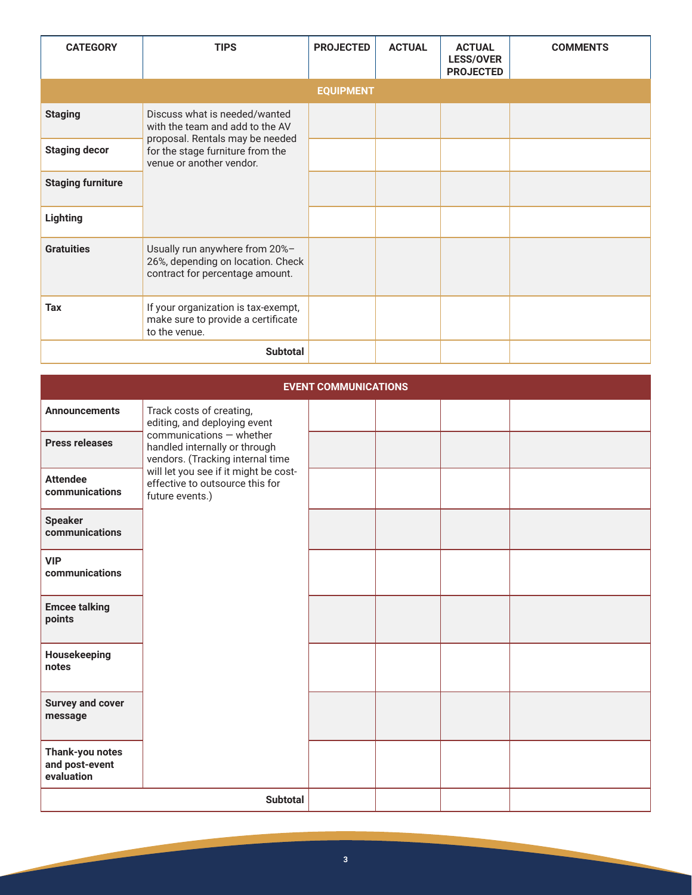| CATEGORY | TIPS | PROJECTED | ACTUAL | ACTUAL LESS/OVER PROJECTED | COMMENTS |
|---|---|---|---|---|---|
| **EQUIPMENT** | | | | | |
| **Staging** | Discuss what is needed/wanted with the team and add to the AV proposal. Rentals may be needed for the stage furniture from the venue or another vendor. | | | | |
| **Staging decor** | | | | | |
| **Staging furniture** | | | | | |
| **Lighting** | | | | | |
| **Gratuities** | Usually run anywhere from 20%–26%, depending on location. Check contract for percentage amount. | | | | |
| **Tax** | If your organization is tax-exempt, make sure to provide a certificate to the venue. | | | | |
| | **Subtotal** | | | | |

| CATEGORY | TIPS | PROJECTED | ACTUAL | ACTUAL LESS/OVER PROJECTED | COMMENTS |
|---|---|---|---|---|---|
| **EVENT COMMUNICATIONS** | | | | | |
| **Announcements** | Track costs of creating, editing, and deploying event communications — whether handled internally or through vendors. (Tracking internal time will let you see if it might be cost-effective to outsource this for future events.) | | | | |
| **Press releases** | | | | | |
| **Attendee communications** | | | | | |
| **Speaker communications** | | | | | |
| **VIP communications** | | | | | |
| **Emcee talking points** | | | | | |
| **Housekeeping notes** | | | | | |
| **Survey and cover message** | | | | | |
| **Thank-you notes and post-event evaluation** | | | | | |
| | **Subtotal** | | | | |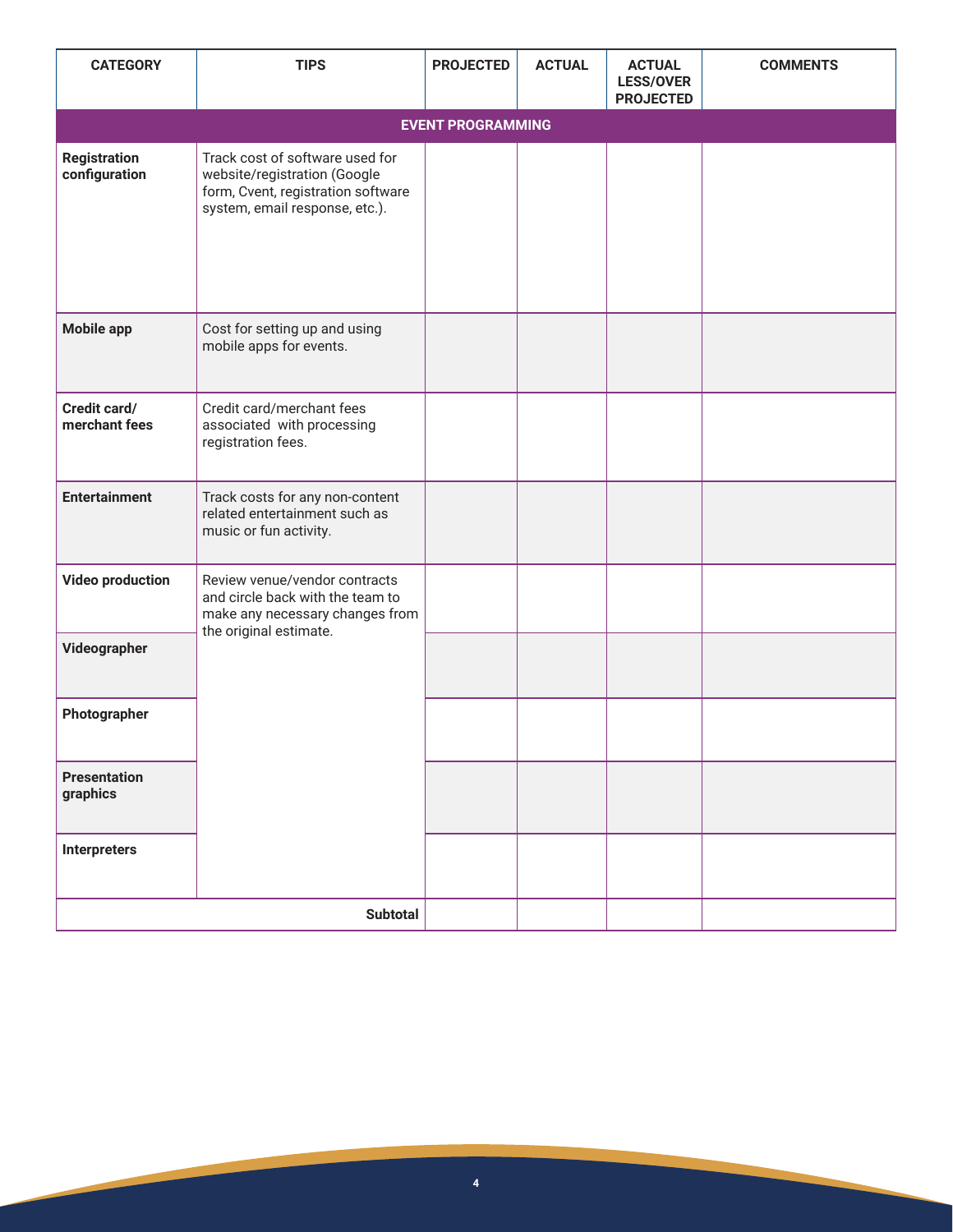| CATEGORY | TIPS | PROJECTED | ACTUAL | ACTUAL LESS/OVER PROJECTED | COMMENTS |
|---|---|---|---|---|---|
| **EVENT PROGRAMMING** | | | | | |
| **Registration configuration** | Track cost of software used for website/registration (Google form, Cvent, registration software system, email response, etc.). | | | | |
| **Mobile app** | Cost for setting up and using mobile apps for events. | | | | |
| **Credit card/ merchant fees** | Credit card/merchant fees associated with processing registration fees. | | | | |
| **Entertainment** | Track costs for any non-content related entertainment such as music or fun activity. | | | | |
| **Video production** | Review venue/vendor contracts and circle back with the team to make any necessary changes from the original estimate. | | | | |
| **Videographer** | | | | | |
| **Photographer** | | | | | |
| **Presentation graphics** | | | | | |
| **Interpreters** | | | | | |
| | **Subtotal** | | | | |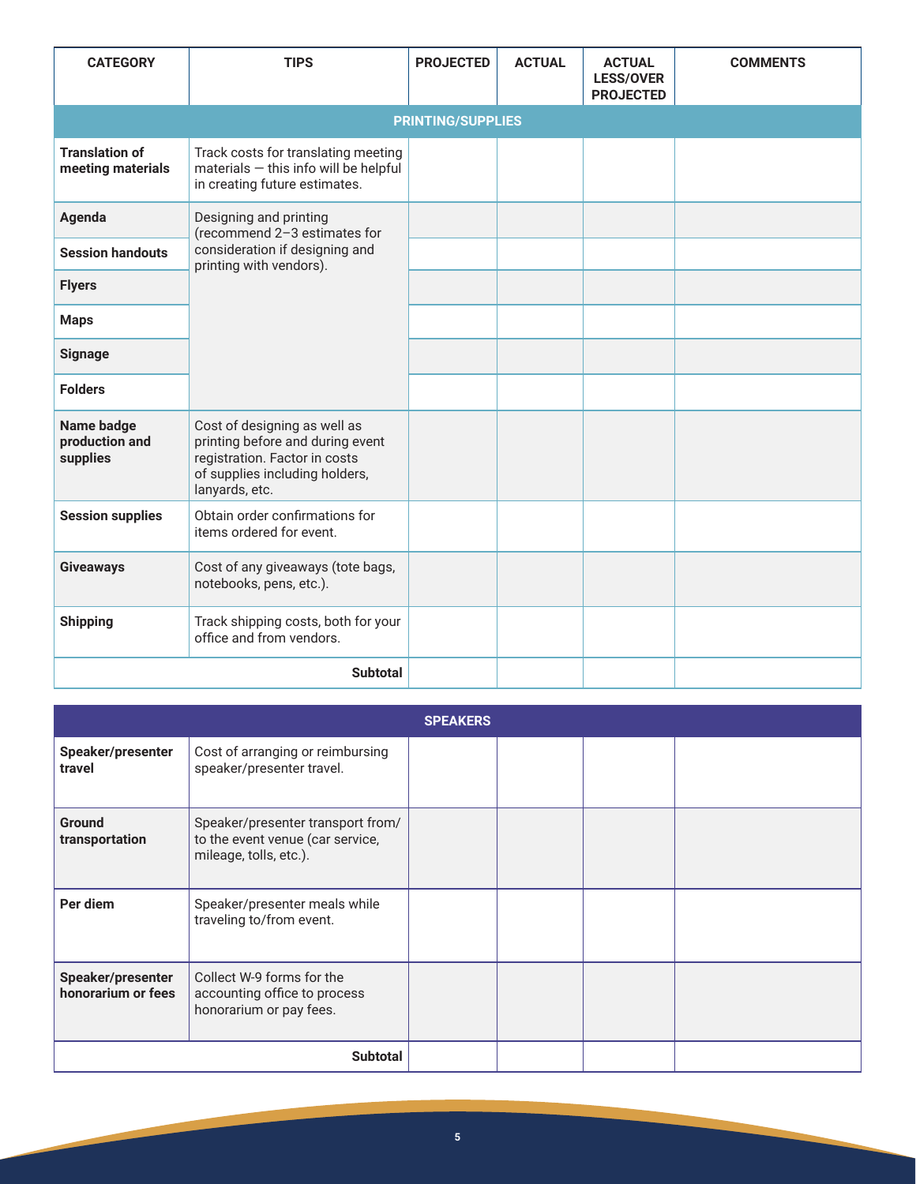| CATEGORY | TIPS | PROJECTED | ACTUAL | ACTUAL LESS/OVER PROJECTED | COMMENTS |
|---|---|---|---|---|---|
| **PRINTING/SUPPLIES** | | | | | |
| **Translation of meeting materials** | Track costs for translating meeting materials — this info will be helpful in creating future estimates. | | | | |
| **Agenda** | Designing and printing (recommend 2–3 estimates for consideration if designing and printing with vendors). | | | | |
| **Session handouts** | | | | | |
| **Flyers** | | | | | |
| **Maps** | | | | | |
| **Signage** | | | | | |
| **Folders** | | | | | |
| **Name badge production and supplies** | Cost of designing as well as printing before and during event registration. Factor in costs of supplies including holders, lanyards, etc. | | | | |
| **Session supplies** | Obtain order confirmations for items ordered for event. | | | | |
| **Giveaways** | Cost of any giveaways (tote bags, notebooks, pens, etc.). | | | | |
| **Shipping** | Track shipping costs, both for your office and from vendors. | | | | |
| | **Subtotal** | | | | |

| CATEGORY | TIPS | PROJECTED | ACTUAL | ACTUAL LESS/OVER PROJECTED | COMMENTS |
|---|---|---|---|---|---|
| **SPEAKERS** | | | | | |
| **Speaker/presenter travel** | Cost of arranging or reimbursing speaker/presenter travel. | | | | |
| **Ground transportation** | Speaker/presenter transport from/to the event venue (car service, mileage, tolls, etc.). | | | | |
| **Per diem** | Speaker/presenter meals while traveling to/from event. | | | | |
| **Speaker/presenter honorarium or fees** | Collect W-9 forms for the accounting office to process honorarium or pay fees. | | | | |
| | **Subtotal** | | | | |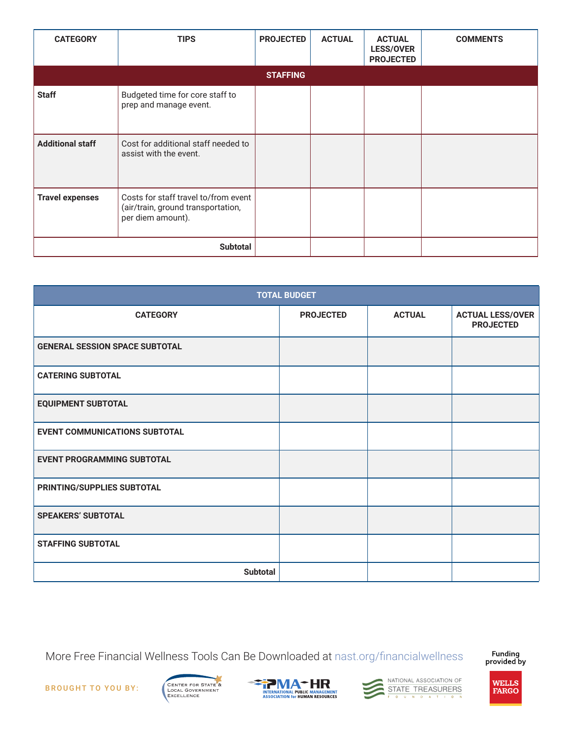| CATEGORY | TIPS | PROJECTED | ACTUAL | ACTUAL LESS/OVER PROJECTED | COMMENTS |
|---|---|---|---|---|---|
| **STAFFING** | | | | | |
| **Staff** | Budgeted time for core staff to prep and manage event. | | | | |
| **Additional staff** | Cost for additional staff needed to assist with the event. | | | | |
| **Travel expenses** | Costs for staff travel to/from event (air/train, ground transportation, per diem amount). | | | | |
| | **Subtotal** | | | | |

| **TOTAL BUDGET** | | | |
|---|---|---|---|
| **CATEGORY** | **PROJECTED** | **ACTUAL** | **ACTUAL LESS/OVER PROJECTED** |
| **GENERAL SESSION SPACE SUBTOTAL** | | | |
| **CATERING SUBTOTAL** | | | |
| **EQUIPMENT SUBTOTAL** | | | |
| **EVENT COMMUNICATIONS SUBTOTAL** | | | |
| **EVENT PROGRAMMING SUBTOTAL** | | | |
| **PRINTING/SUPPLIES SUBTOTAL** | | | |
| **SPEAKERS' SUBTOTAL** | | | |
| **STAFFING SUBTOTAL** | | | |
| **Subtotal** | | | |

More Free Financial Wellness Tools Can Be Downloaded at nast.org/financialwellness

BROUGHT TO YOU BY: Center for State & Local Government Excellence, IPMA-HR International Public Management Association for Human Resources, National Association of State Treasurers Foundation

Funding provided by Wells Fargo